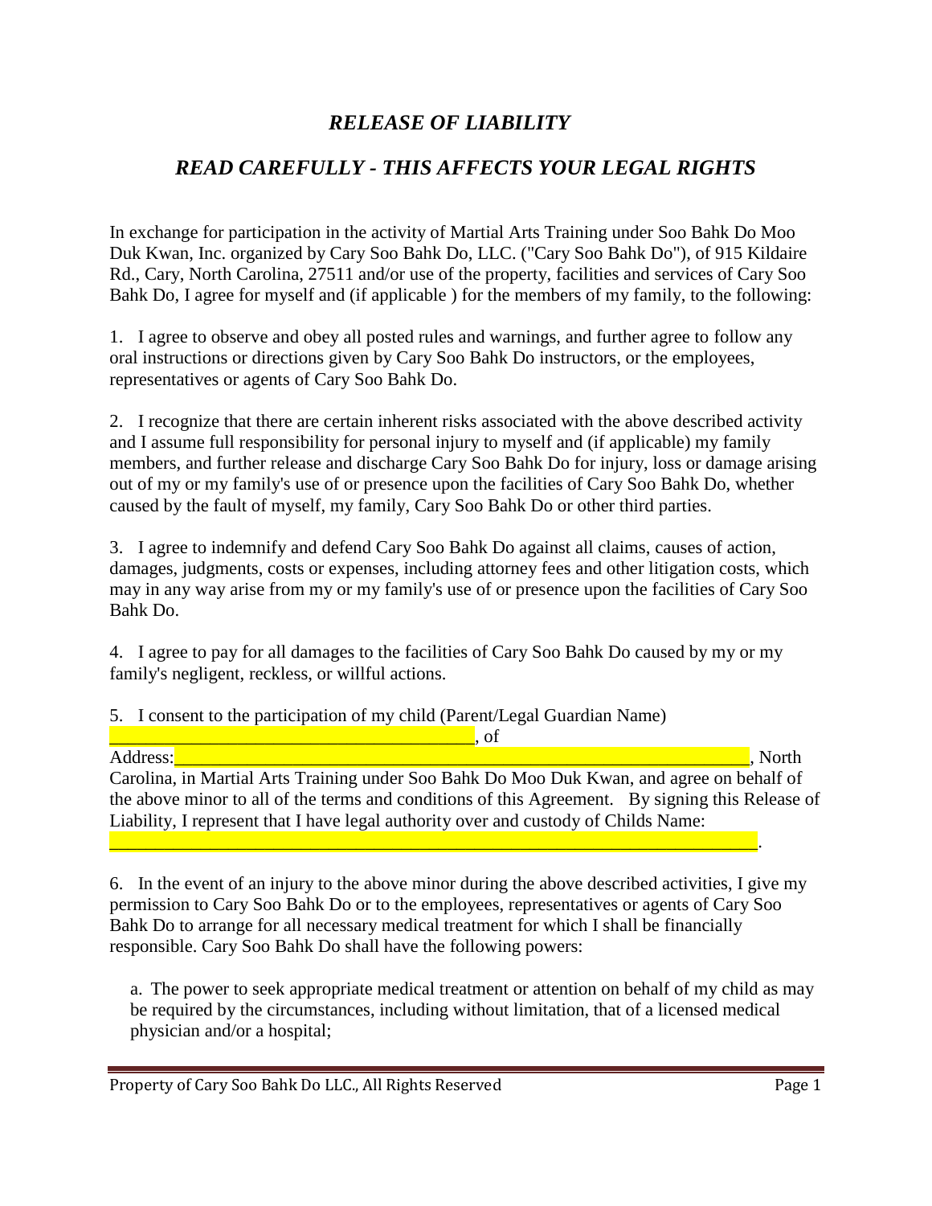# *RELEASE OF LIABILITY*

## *READ CAREFULLY - THIS AFFECTS YOUR LEGAL RIGHTS*

In exchange for participation in the activity of Martial Arts Training under Soo Bahk Do Moo Duk Kwan, Inc. organized by Cary Soo Bahk Do, LLC. ("Cary Soo Bahk Do"), of 915 Kildaire Rd., Cary, North Carolina, 27511 and/or use of the property, facilities and services of Cary Soo Bahk Do, I agree for myself and (if applicable ) for the members of my family, to the following:

1. I agree to observe and obey all posted rules and warnings, and further agree to follow any oral instructions or directions given by Cary Soo Bahk Do instructors, or the employees, representatives or agents of Cary Soo Bahk Do.

2. I recognize that there are certain inherent risks associated with the above described activity and I assume full responsibility for personal injury to myself and (if applicable) my family members, and further release and discharge Cary Soo Bahk Do for injury, loss or damage arising out of my or my family's use of or presence upon the facilities of Cary Soo Bahk Do, whether caused by the fault of myself, my family, Cary Soo Bahk Do or other third parties.

3. I agree to indemnify and defend Cary Soo Bahk Do against all claims, causes of action, damages, judgments, costs or expenses, including attorney fees and other litigation costs, which may in any way arise from my or my family's use of or presence upon the facilities of Cary Soo Bahk Do.

4. I agree to pay for all damages to the facilities of Cary Soo Bahk Do caused by my or my family's negligent, reckless, or willful actions.

5. I consent to the participation of my child (Parent/Legal Guardian Name) _________________________________________, of Address:_________________________________________________________________, North Carolina, in Martial Arts Training under Soo Bahk Do Moo Duk Kwan, and agree on behalf of the above minor to all of the terms and conditions of this Agreement. By signing this Release of Liability, I represent that I have legal authority over and custody of Childs Name: ___________________________________________________________________________.

6. In the event of an injury to the above minor during the above described activities, I give my permission to Cary Soo Bahk Do or to the employees, representatives or agents of Cary Soo Bahk Do to arrange for all necessary medical treatment for which I shall be financially responsible. Cary Soo Bahk Do shall have the following powers:

a. The power to seek appropriate medical treatment or attention on behalf of my child as may be required by the circumstances, including without limitation, that of a licensed medical physician and/or a hospital;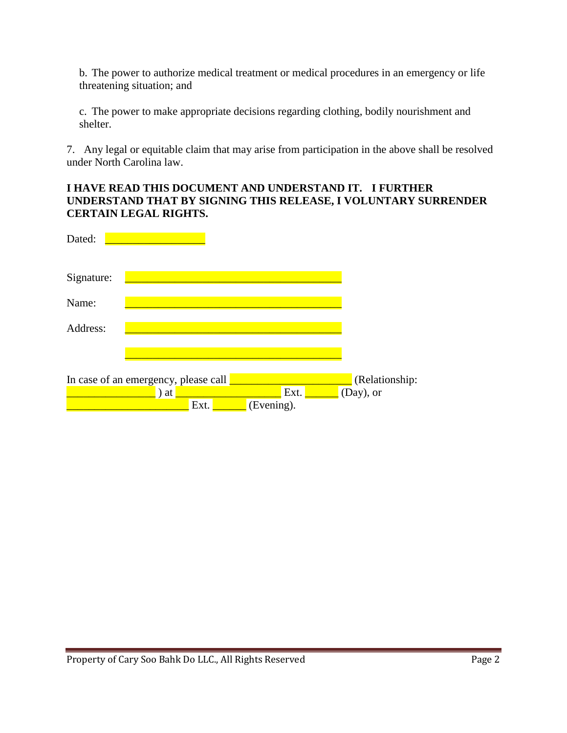b. The power to authorize medical treatment or medical procedures in an emergency or life threatening situation; and

c. The power to make appropriate decisions regarding clothing, bodily nourishment and shelter.

7. Any legal or equitable claim that may arise from participation in the above shall be resolved under North Carolina law.

**I HAVE READ THIS DOCUMENT AND UNDERSTAND IT. I FURTHER UNDERSTAND THAT BY SIGNING THIS RELEASE, I VOLUNTARY SURRENDER CERTAIN LEGAL RIGHTS.**

Dated: __________________

Signature: ________________________________________

Name: ________________________________________

Address: ________________________________________

________________________________________

In case of an emergency, please call ______________________ (Relationship: ________________ ) at ___________________ Ext. ______ (Day), or ______________________ Ext. ______ (Evening).